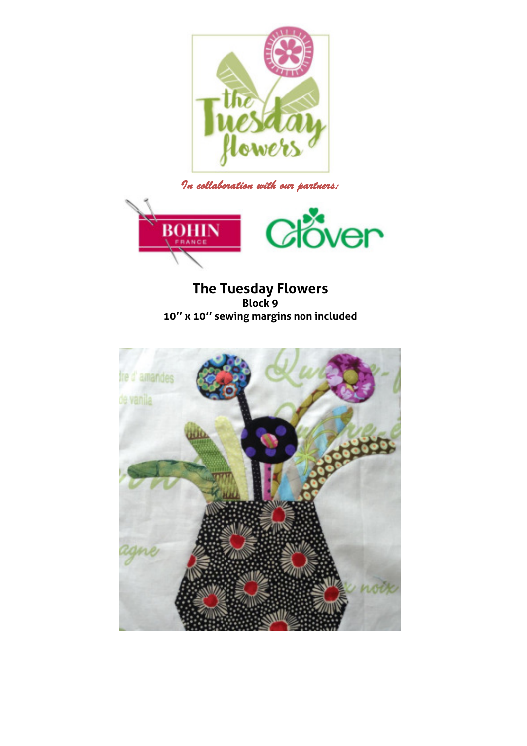*In collaboration with our partners:*

# The Tuesday Flowers

**Block 9**

**10'' x 10'' sewing margins non included**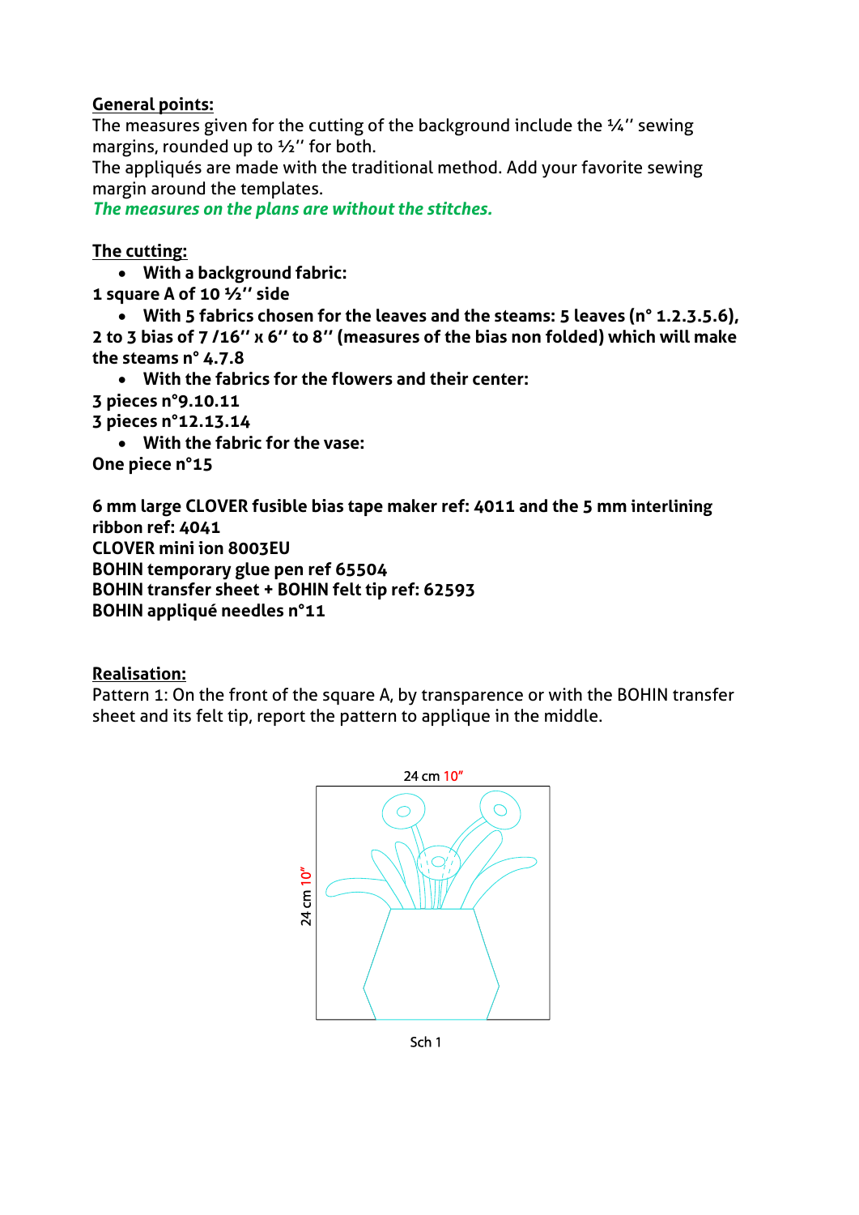**General points:**

The measures given for the cutting of the background include the ¼'' sewing margins, rounded up to ½'' for both.

The appliqués are made with the traditional method. Add your favorite sewing margin around the templates.

*The measures on the plans are without the stitches.*

**The cutting:**

- **With a background fabric:**

**1 square A of 10 ½'' side**

- **With 5 fabrics chosen for the leaves and the steams: 5 leaves (n° 1.2.3.5.6), 2 to 3 bias of 7 /16'' x 6'' to 8'' (measures of the bias non folded) which will make the steams n° 4.7.8**

- **With the fabrics for the flowers and their center:**

**3 pieces n°9.10.11**

**3 pieces n°12.13.14**

- **With the fabric for the vase:**

**One piece n°15**

**6 mm large CLOVER fusible bias tape maker ref: 4011 and the 5 mm interlining ribbon ref: 4041**

**CLOVER mini ion 8003EU**

**BOHIN temporary glue pen ref 65504**

**BOHIN transfer sheet + BOHIN felt tip ref: 62593**

**BOHIN appliqué needles n°11**

**Realisation:**

Pattern 1: On the front of the square A, by transparence or with the BOHIN transfer sheet and its felt tip, report the pattern to applique in the middle.

24 cm 10''

24 cm 10''

Sch 1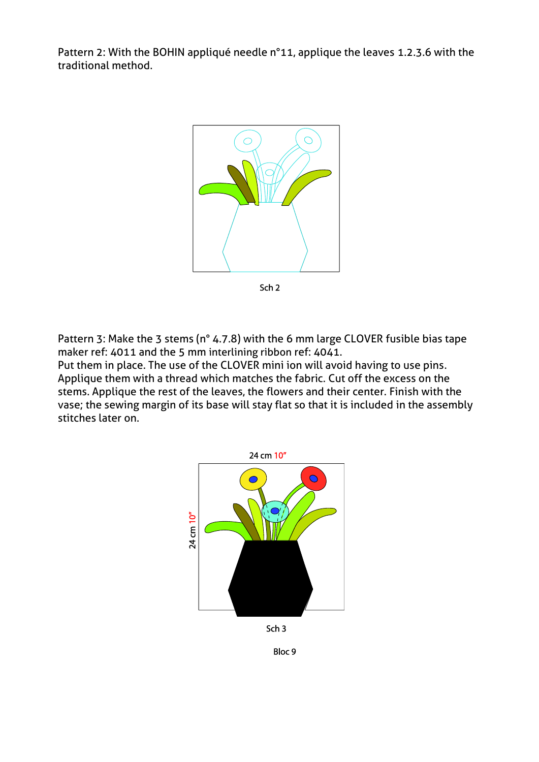Pattern 2: With the BOHIN appliqué needle n°11, applique the leaves 1.2.3.6 with the traditional method.

Sch 2

Pattern 3: Make the 3 stems (n° 4.7.8) with the 6 mm large CLOVER fusible bias tape maker ref: 4011 and the 5 mm interlining ribbon ref: 4041.
Put them in place. The use of the CLOVER mini ion will avoid having to use pins. Applique them with a thread which matches the fabric. Cut off the excess on the stems. Applique the rest of the leaves, the flowers and their center. Finish with the vase; the sewing margin of its base will stay flat so that it is included in the assembly stitches later on.

24 cm 10″

24 cm 10″

Sch 3

Bloc 9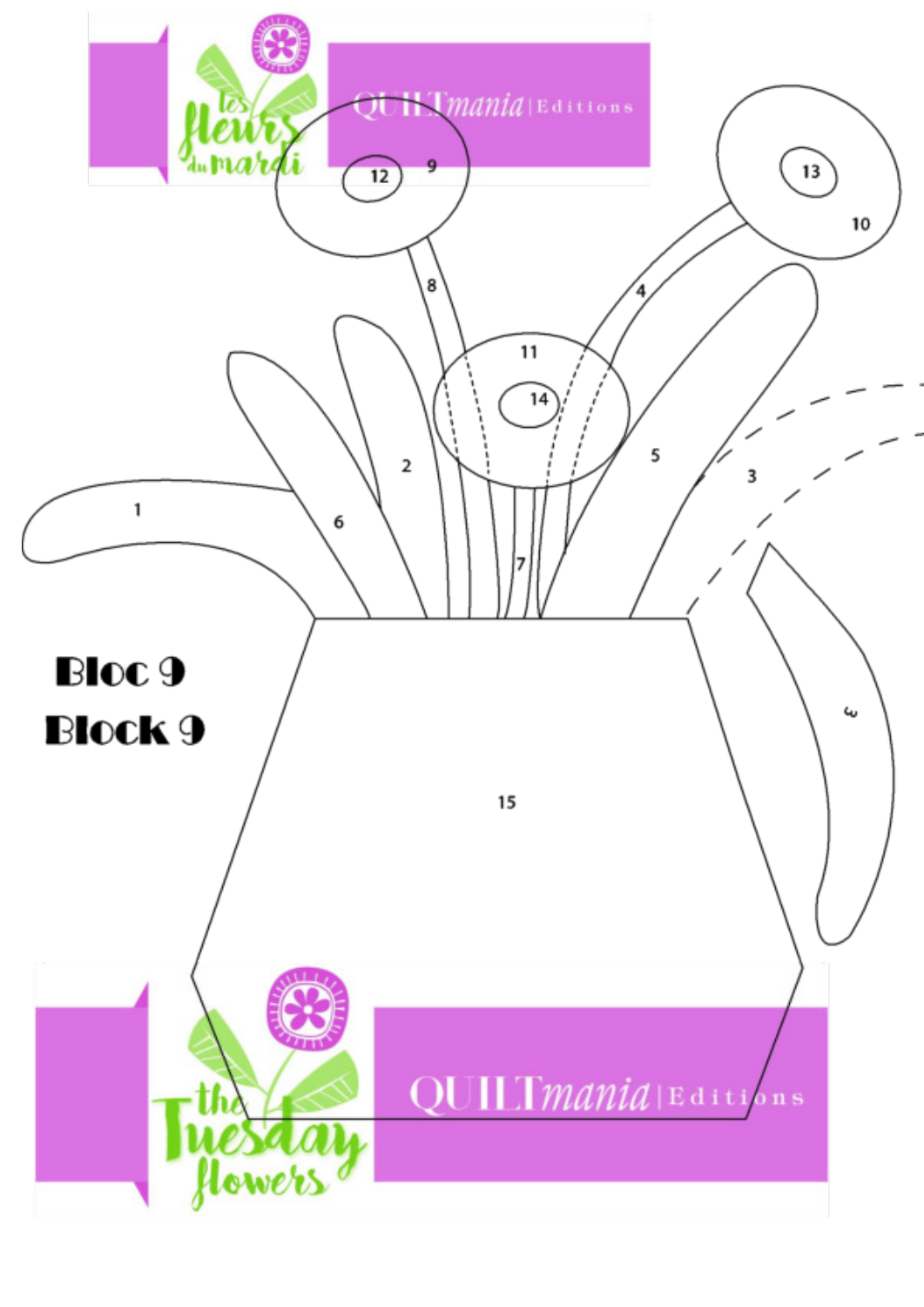les fleurs du mardi

QUILTmania | Editions

Bloc 9

Block 9

1

2

3

4

5

6

7

8

9

10

11

12

13

14

15

the Tuesday flowers

QUILTmania | Editions